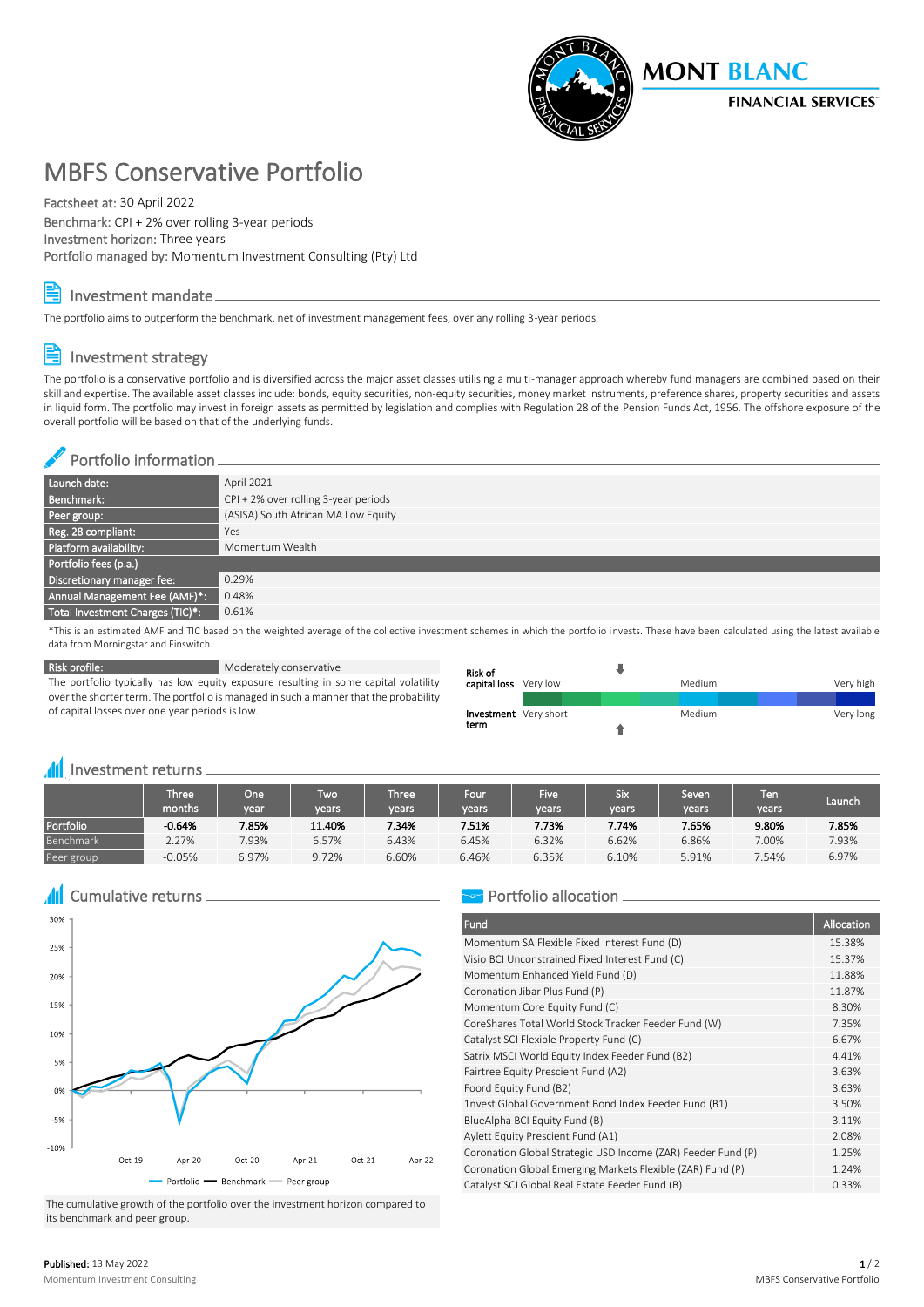# MBFS Conservative Portfolio

Factsheet at: 30 April 2022
Benchmark: CPI + 2% over rolling 3-year periods
Investment horizon: Three years
Portfolio managed by: Momentum Investment Consulting (Pty) Ltd

## Investment mandate

The portfolio aims to outperform the benchmark, net of investment management fees, over any rolling 3-year periods.

## Investment strategy

The portfolio is a conservative portfolio and is diversified across the major asset classes utilising a multi-manager approach whereby fund managers are combined based on their skill and expertise. The available asset classes include: bonds, equity securities, non-equity securities, money market instruments, preference shares, property securities and assets in liquid form. The portfolio may invest in foreign assets as permitted by legislation and complies with Regulation 28 of the Pension Funds Act, 1956. The offshore exposure of the overall portfolio will be based on that of the underlying funds.

## Portfolio information

| | |
|---|---|
| Launch date: | April 2021 |
| Benchmark: | CPI + 2% over rolling 3-year periods |
| Peer group: | (ASISA) South African MA Low Equity |
| Reg. 28 compliant: | Yes |
| Platform availability: | Momentum Wealth |
| **Portfolio fees (p.a.)** | |
| Discretionary manager fee: | 0.29% |
| Annual Management Fee (AMF)*: | 0.48% |
| Total Investment Charges (TIC)*: | 0.61% |

*This is an estimated AMF and TIC based on the weighted average of the collective investment schemes in which the portfolio invests. These have been calculated using the latest available data from Morningstar and Finswitch.

| Risk profile: | Moderately conservative |
|---|---|

The portfolio typically has low equity exposure resulting in some capital volatility over the shorter term. The portfolio is managed in such a manner that the probability of capital losses over one year periods is low.

Risk of capital loss: Very low — Medium — Very high

Investment term: Very short — Medium — Very long

## Investment returns

| | Three months | One year | Two years | Three years | Four years | Five years | Six years | Seven years | Ten years | Launch |
|---|---|---|---|---|---|---|---|---|---|---|
| Portfolio | **-0.64%** | **7.85%** | **11.40%** | **7.34%** | **7.51%** | **7.73%** | **7.74%** | **7.65%** | **9.80%** | **7.85%** |
| Benchmark | 2.27% | 7.93% | 6.57% | 6.43% | 6.45% | 6.32% | 6.62% | 6.86% | 7.00% | 7.93% |
| Peer group | -0.05% | 6.97% | 9.72% | 6.60% | 6.46% | 6.35% | 6.10% | 5.91% | 7.54% | 6.97% |

## Cumulative returns

The cumulative growth of the portfolio over the investment horizon compared to its benchmark and peer group.

## Portfolio allocation

| Fund | Allocation |
|---|---|
| Momentum SA Flexible Fixed Interest Fund (D) | 15.38% |
| Visio BCI Unconstrained Fixed Interest Fund (C) | 15.37% |
| Momentum Enhanced Yield Fund (D) | 11.88% |
| Coronation Jibar Plus Fund (P) | 11.87% |
| Momentum Core Equity Fund (C) | 8.30% |
| CoreShares Total World Stock Tracker Feeder Fund (W) | 7.35% |
| Catalyst SCI Flexible Property Fund (C) | 6.67% |
| Satrix MSCI World Equity Index Feeder Fund (B2) | 4.41% |
| Fairtree Equity Prescient Fund (A2) | 3.63% |
| Foord Equity Fund (B2) | 3.63% |
| 1nvest Global Government Bond Index Feeder Fund (B1) | 3.50% |
| BlueAlpha BCI Equity Fund (B) | 3.11% |
| Aylett Equity Prescient Fund (A1) | 2.08% |
| Coronation Global Strategic USD Income (ZAR) Feeder Fund (P) | 1.25% |
| Coronation Global Emerging Markets Flexible (ZAR) Fund (P) | 1.24% |
| Catalyst SCI Global Real Estate Feeder Fund (B) | 0.33% |

Published: 13 May 2022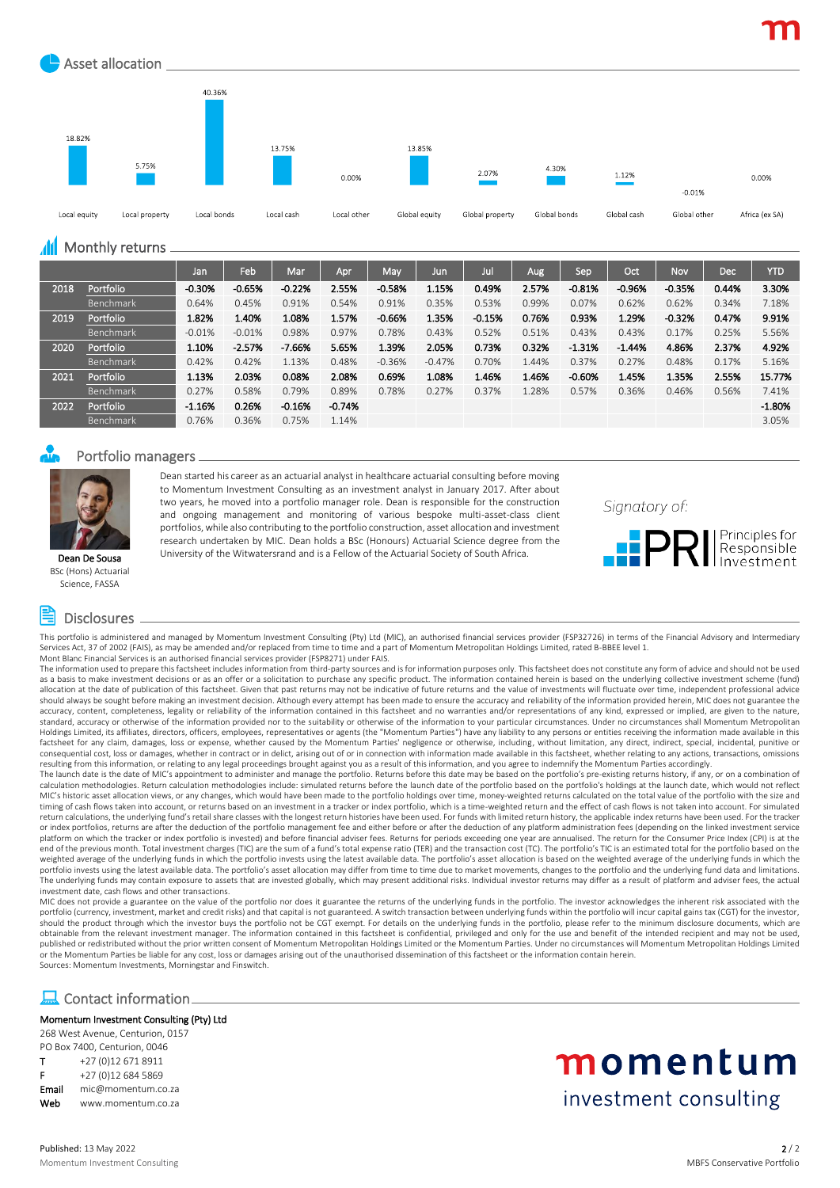## Asset allocation

Local equity 18.82%
Local property 5.75%
Local bonds 40.36%
Local cash 13.75%
Local other 0.00%
Global equity 13.85%
Global property 2.07%
Global bonds 4.30%
Global cash 1.12%
Global other -0.01%
Africa (ex SA) 0.00%

## Monthly returns

| | | Jan | Feb | Mar | Apr | May | Jun | Jul | Aug | Sep | Oct | Nov | Dec | YTD |
|---|---|---|---|---|---|---|---|---|---|---|---|---|---|---|
| 2018 | Portfolio | -0.30% | -0.65% | -0.22% | 2.55% | -0.58% | 1.15% | 0.49% | 2.57% | -0.81% | -0.96% | -0.35% | 0.44% | 3.30% |
| | Benchmark | 0.64% | 0.45% | 0.91% | 0.54% | 0.91% | 0.35% | 0.53% | 0.99% | 0.07% | 0.62% | 0.62% | 0.34% | 7.18% |
| 2019 | Portfolio | 1.82% | 1.40% | 1.08% | 1.57% | -0.66% | 1.35% | -0.15% | 0.76% | 0.93% | 1.29% | -0.32% | 0.47% | 9.91% |
| | Benchmark | -0.01% | -0.01% | 0.98% | 0.97% | 0.78% | 0.43% | 0.52% | 0.51% | 0.43% | 0.43% | 0.17% | 0.25% | 5.56% |
| 2020 | Portfolio | 1.10% | -2.57% | -7.66% | 5.65% | 1.39% | 2.05% | 0.73% | 0.32% | -1.31% | -1.44% | 4.86% | 2.37% | 4.92% |
| | Benchmark | 0.42% | 0.42% | 1.13% | 0.48% | -0.36% | -0.47% | 0.70% | 1.44% | 0.37% | 0.27% | 0.48% | 0.17% | 5.16% |
| 2021 | Portfolio | 1.13% | 2.03% | 0.08% | 2.08% | 0.69% | 1.08% | 1.46% | 1.46% | -0.60% | 1.45% | 1.35% | 2.55% | 15.77% |
| | Benchmark | 0.27% | 0.58% | 0.79% | 0.89% | 0.78% | 0.27% | 0.37% | 1.28% | 0.57% | 0.36% | 0.46% | 0.56% | 7.41% |
| 2022 | Portfolio | -1.16% | 0.26% | -0.16% | -0.74% | | | | | | | | | -1.80% |
| | Benchmark | 0.76% | 0.36% | 0.75% | 1.14% | | | | | | | | | 3.05% |

## Portfolio managers

**Dean De Sousa**
BSc (Hons) Actuarial Science, FASSA

Dean started his career as an actuarial analyst in healthcare actuarial consulting before moving to Momentum Investment Consulting as an investment analyst in January 2017. After about two years, he moved into a portfolio manager role. Dean is responsible for the construction and ongoing management and monitoring of various bespoke multi-asset-class client portfolios, while also contributing to the portfolio construction, asset allocation and investment research undertaken by MIC. Dean holds a BSc (Honours) Actuarial Science degree from the University of the Witwatersrand and is a Fellow of the Actuarial Society of South Africa.

Signatory of: PRI Principles for Responsible Investment

## Disclosures

This portfolio is administered and managed by Momentum Investment Consulting (Pty) Ltd (MIC), an authorised financial services provider (FSP32726) in terms of the Financial Advisory and Intermediary Services Act, 37 of 2002 (FAIS), as may be amended and/or replaced from time to time and a part of Momentum Metropolitan Holdings Limited, rated B-BBEE level 1.
Mont Blanc Financial Services is an authorised financial services provider (FSP8271) under FAIS.
The information used to prepare this factsheet includes information from third-party sources and is for information purposes only. This factsheet does not constitute any form of advice and should not be used as a basis to make investment decisions or as an offer or a solicitation to purchase any specific product. The information contained herein is based on the underlying collective investment scheme (fund) allocation at the date of publication of this factsheet. Given that past returns may not be indicative of future returns and the value of investments will fluctuate over time, independent professional advice should always be sought before making an investment decision. Although every attempt has been made to ensure the accuracy and reliability of the information provided herein, MIC does not guarantee the accuracy, content, completeness, legality or reliability of the information contained in this factsheet and no warranties and/or representations of any kind, expressed or implied, are given to the nature, standard, accuracy or otherwise of the information provided nor to the suitability or otherwise of the information to your particular circumstances. Under no circumstances shall Momentum Metropolitan Holdings Limited, its affiliates, directors, officers, employees, representatives or agents (the "Momentum Parties") have any liability to any persons or entities receiving the information made available in this factsheet for any claim, damages, loss or expense, whether caused by the Momentum Parties' negligence or otherwise, including, without limitation, any direct, indirect, special, incidental, punitive or consequential cost, loss or damages, whether in contract or in delict, arising out of or in connection with information made available in this factsheet, whether relating to any actions, transactions, omissions resulting from this information, or relating to any legal proceedings brought against you as a result of this information, and you agree to indemnify the Momentum Parties accordingly.
The launch date is the date of MIC's appointment to administer and manage the portfolio. Returns before this date may be based on the portfolio's pre-existing returns history, if any, or on a combination of calculation methodologies. Return calculation methodologies include: simulated returns before the launch date of the portfolio based on the portfolio's holdings at the launch date, which would not reflect MIC's historic asset allocation views, or any changes, which would have been made to the portfolio holdings over time, money-weighted returns calculated on the total value of the portfolio with the size and timing of cash flows taken into account, or returns based on an investment in a tracker or index portfolio, which is a time-weighted return and the effect of cash flows is not taken into account. For simulated return calculations, the underlying fund's retail share classes with the longest return histories have been used. For funds with limited return history, the applicable index returns have been used. For the tracker or index portfolios, returns are after the deduction of the portfolio management fee and either before or after the deduction of any platform administration fees (depending on the linked investment service platform on which the tracker or index portfolio is invested) and before financial adviser fees. Returns for periods exceeding one year are annualised. The return for the Consumer Price Index (CPI) is at the end of the previous month. Total investment charges (TIC) are the sum of a fund's total expense ratio (TER) and the transaction cost (TC). The portfolio's TIC is an estimated total for the portfolio based on the weighted average of the underlying funds in which the portfolio invests using the latest available data. The portfolio's asset allocation is based on the weighted average of the underlying funds in which the portfolio invests using the latest available data. The portfolio's asset allocation may differ from time to time due to market movements, changes to the portfolio and the underlying fund data and limitations. The underlying funds may contain exposure to assets that are invested globally, which may present additional risks. Individual investor returns may differ as a result of platform and adviser fees, the actual investment date, cash flows and other transactions.
MIC does not provide a guarantee on the value of the portfolio nor does it guarantee the returns of the underlying funds in the portfolio. The investor acknowledges the inherent risk associated with the portfolio (currency, investment, market and credit risks) and that capital is not guaranteed. A switch transaction between underlying funds within the portfolio will incur capital gains tax (CGT) for the investor, should the product through which the investor buys the portfolio not be CGT exempt. For details on the underlying funds in the portfolio, please refer to the minimum disclosure documents, which are obtainable from the relevant investment manager. The information contained in this factsheet is confidential, privileged and only for the use and benefit of the intended recipient and may not be used, published or redistributed without the prior written consent of Momentum Metropolitan Holdings Limited or the Momentum Parties. Under no circumstances will Momentum Metropolitan Holdings Limited or the Momentum Parties be liable for any cost, loss or damages arising out of the unauthorised dissemination of this factsheet or the information contain herein.
Sources: Momentum Investments, Morningstar and Finswitch.

## Contact information

**Momentum Investment Consulting (Pty) Ltd**
268 West Avenue, Centurion, 0157
PO Box 7400, Centurion, 0046
**T** +27 (0)12 671 8911
**F** +27 (0)12 684 5869
**Email** mic@momentum.co.za
**Web** www.momentum.co.za

momentum investment consulting

Published: 13 May 2022